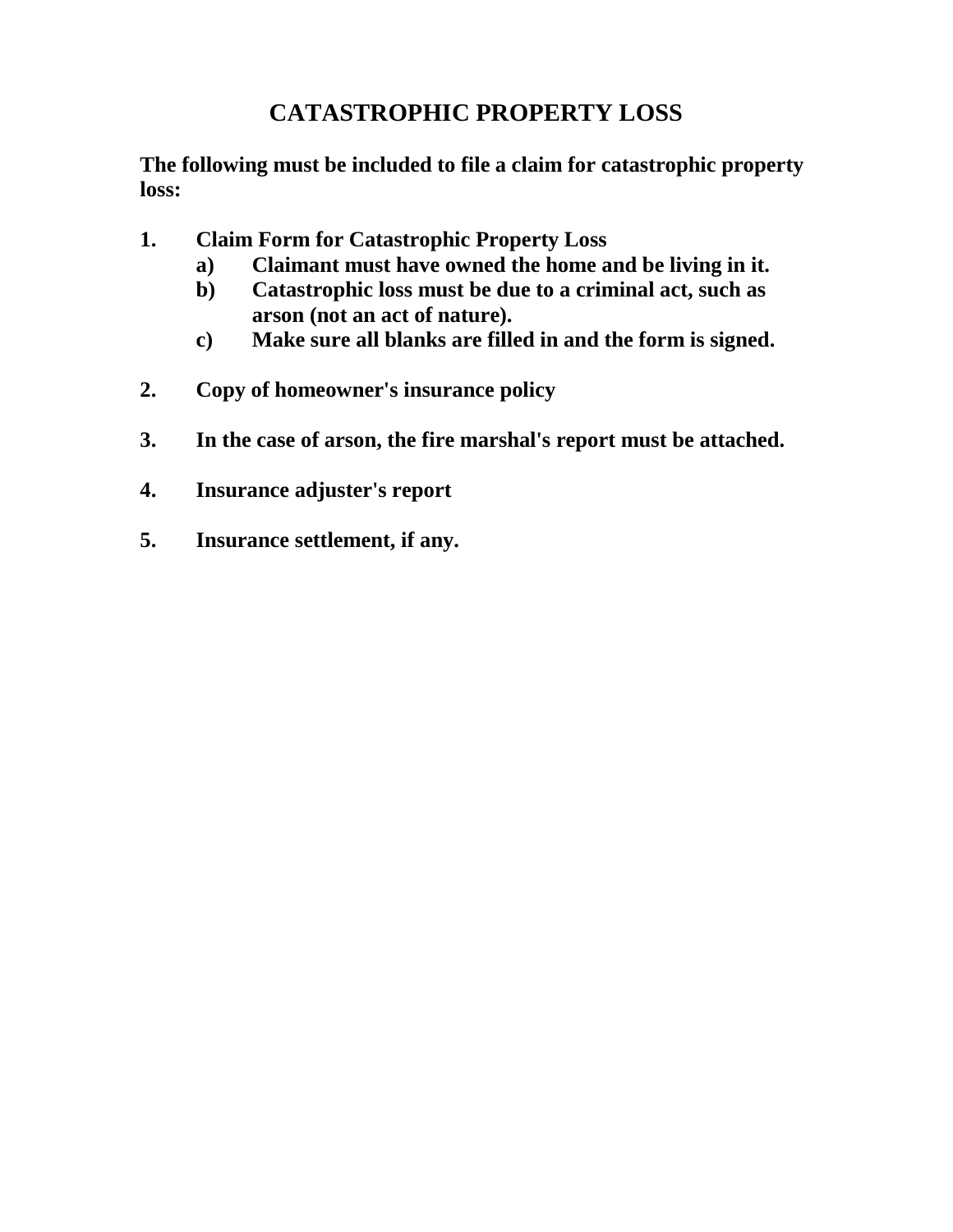# CATASTROPHIC PROPERTY LOSS

**The following must be included to file a claim for catastrophic property loss:**

1. **Claim Form for Catastrophic Property Loss**
   a) **Claimant must have owned the home and be living in it.**
   b) **Catastrophic loss must be due to a criminal act, such as arson (not an act of nature).**
   c) **Make sure all blanks are filled in and the form is signed.**

2. **Copy of homeowner's insurance policy**

3. **In the case of arson, the fire marshal's report must be attached.**

4. **Insurance adjuster's report**

5. **Insurance settlement, if any.**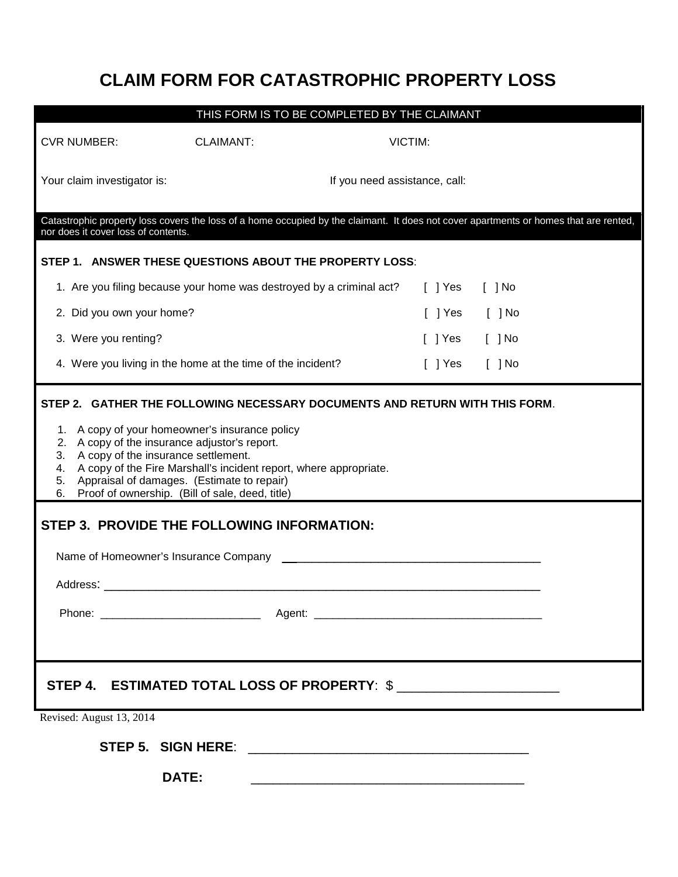# CLAIM FORM FOR CATASTROPHIC PROPERTY LOSS

THIS FORM IS TO BE COMPLETED BY THE CLAIMANT

CVR NUMBER: CLAIMANT: VICTIM:

Your claim investigator is: If you need assistance, call:

Catastrophic property loss covers the loss of a home occupied by the claimant. It does not cover apartments or homes that are rented, nor does it cover loss of contents.

**STEP 1. ANSWER THESE QUESTIONS ABOUT THE PROPERTY LOSS:**

1. Are you filing because your home was destroyed by a criminal act? [ ] Yes [ ] No
2. Did you own your home? [ ] Yes [ ] No
3. Were you renting? [ ] Yes [ ] No
4. Were you living in the home at the time of the incident? [ ] Yes [ ] No

**STEP 2. GATHER THE FOLLOWING NECESSARY DOCUMENTS AND RETURN WITH THIS FORM.**

1. A copy of your homeowner's insurance policy
2. A copy of the insurance adjustor's report.
3. A copy of the insurance settlement.
4. A copy of the Fire Marshall's incident report, where appropriate.
5. Appraisal of damages. (Estimate to repair)
6. Proof of ownership. (Bill of sale, deed, title)

## STEP 3. PROVIDE THE FOLLOWING INFORMATION:

Name of Homeowner's Insurance Company ________________________________________

Address: ________________________________________________________________________

Phone: __________________________ Agent: _____________________________________

**STEP 4. ESTIMATED TOTAL LOSS OF PROPERTY**: $ ______________________

Revised: August 13, 2014

**STEP 5. SIGN HERE**: ________________________________________

**DATE:** ________________________________________